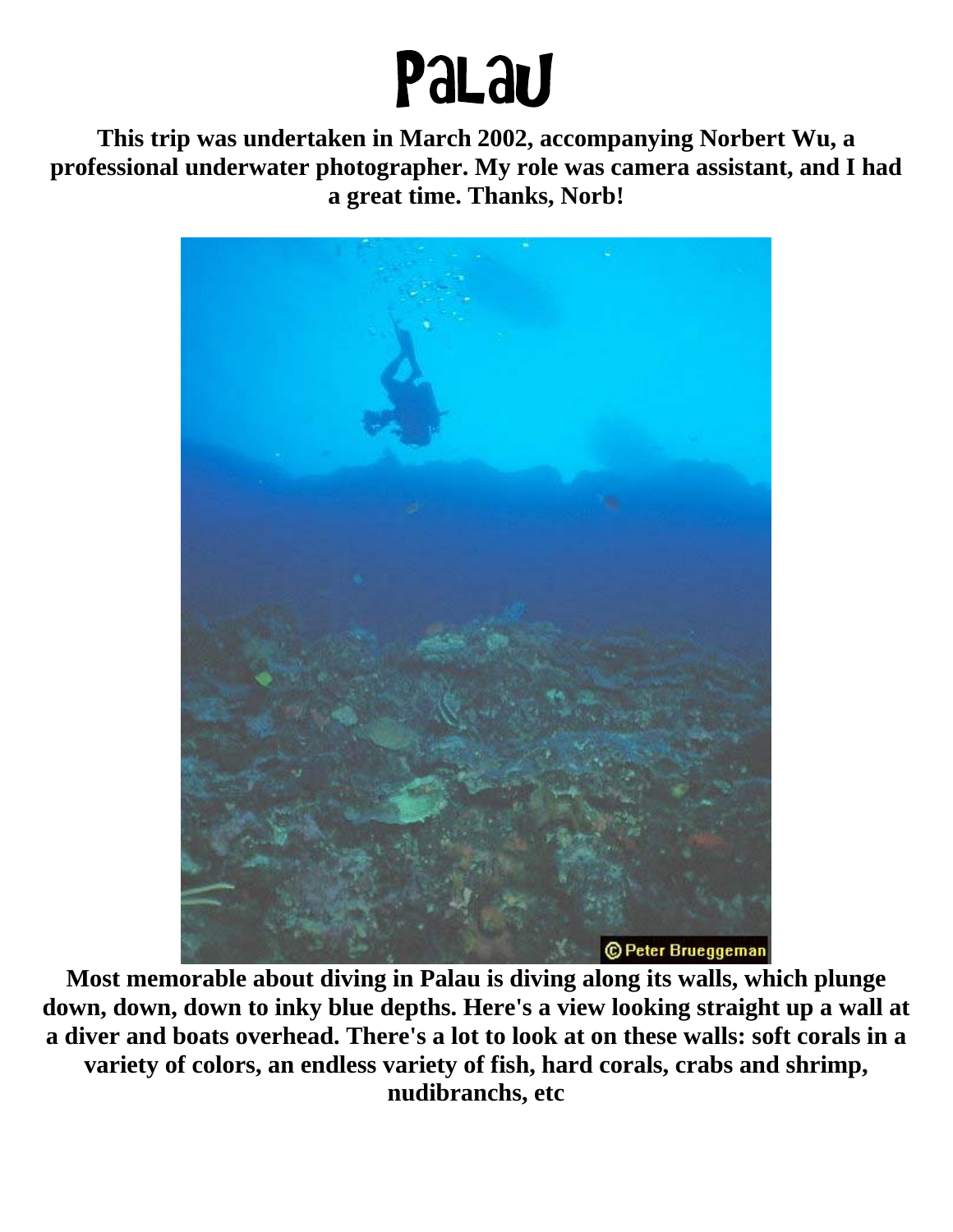# Palau

**This trip was undertaken in March 2002, accompanying Norbert Wu, a professional underwater photographer. My role was camera assistant, and I had a great time. Thanks, Norb!**

**Most memorable about diving in Palau is diving along its walls, which plunge down, down, down to inky blue depths. Here's a view looking straight up a wall at a diver and boats overhead. There's a lot to look at on these walls: soft corals in a variety of colors, an endless variety of fish, hard corals, crabs and shrimp, nudibranchs, etc**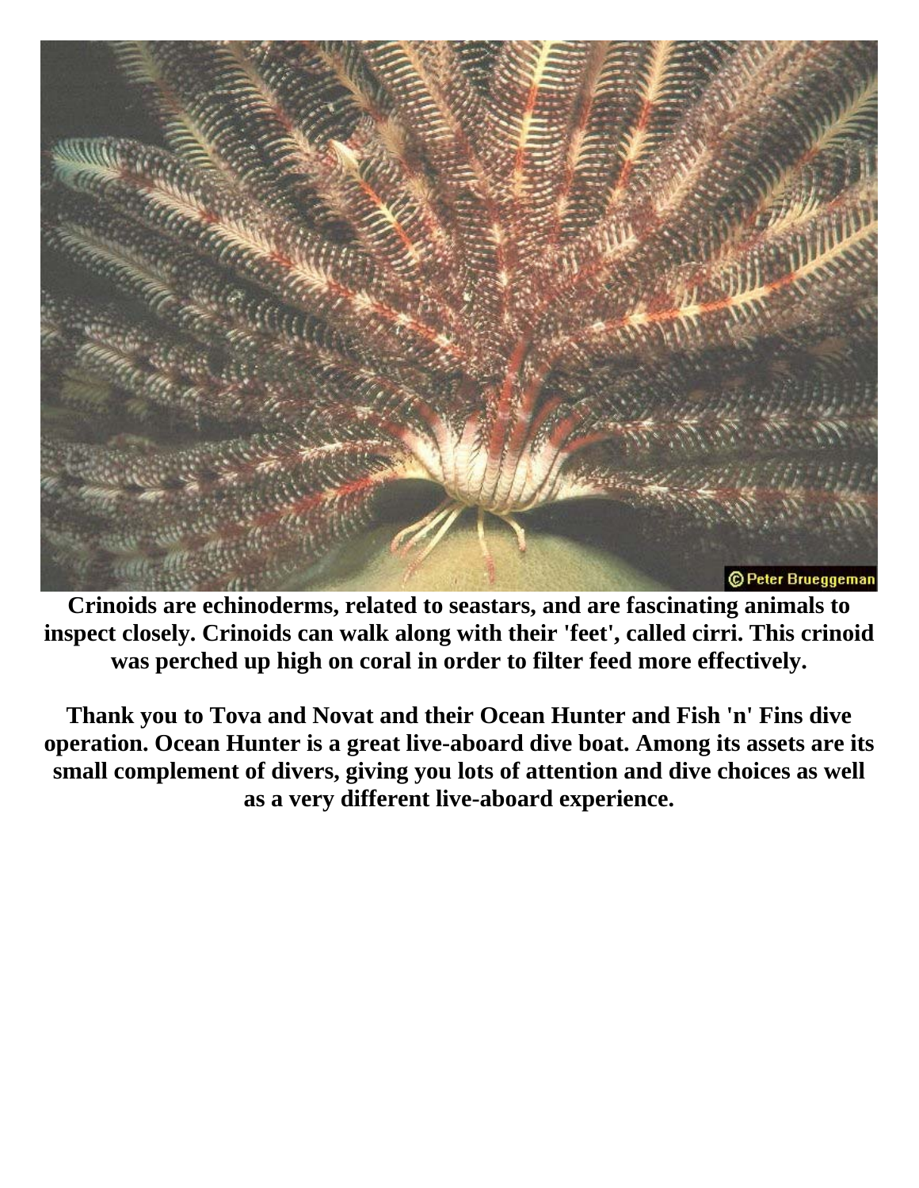**Crinoids are echinoderms, related to seastars, and are fascinating animals to inspect closely. Crinoids can walk along with their 'feet', called cirri. This crinoid was perched up high on coral in order to filter feed more effectively.**

**Thank you to Tova and Novat and their Ocean Hunter and Fish 'n' Fins dive operation. Ocean Hunter is a great live-aboard dive boat. Among its assets are its small complement of divers, giving you lots of attention and dive choices as well as a very different live-aboard experience.**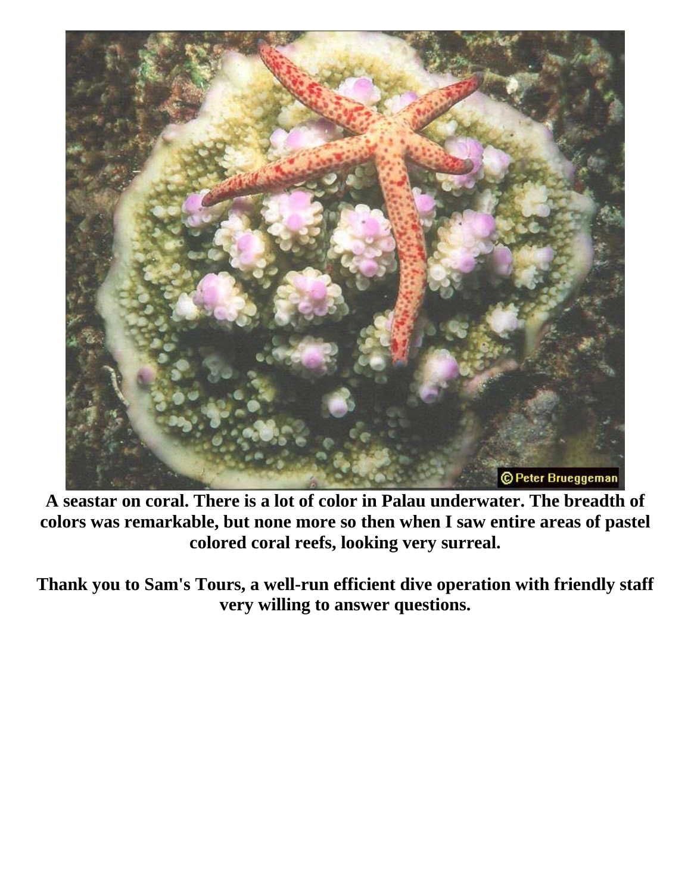**A seastar on coral. There is a lot of color in Palau underwater. The breadth of colors was remarkable, but none more so then when I saw entire areas of pastel colored coral reefs, looking very surreal.**

**Thank you to Sam's Tours, a well-run efficient dive operation with friendly staff very willing to answer questions.**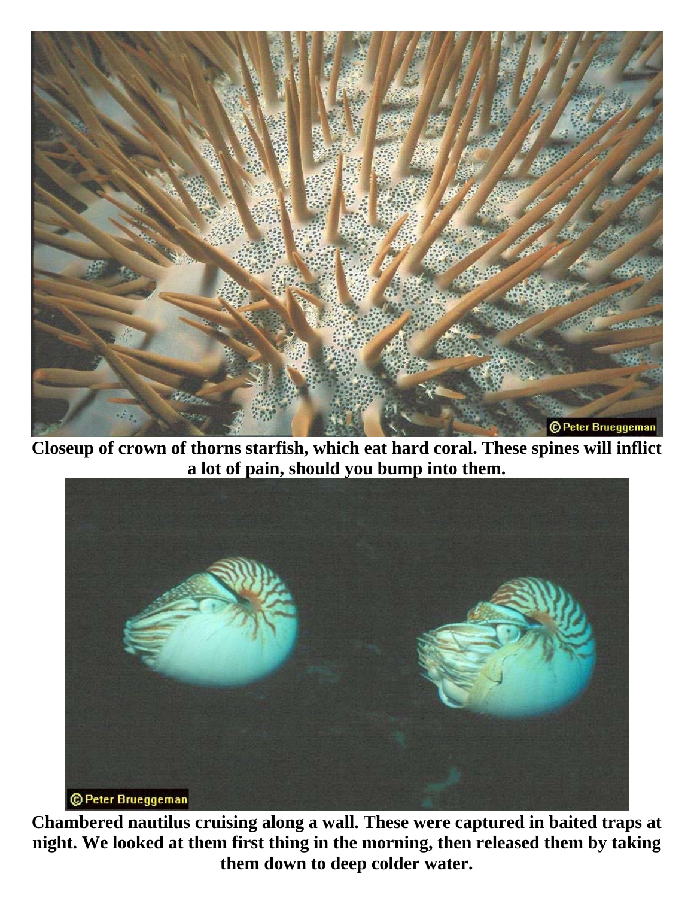**Closeup of crown of thorns starfish, which eat hard coral. These spines will inflict a lot of pain, should you bump into them.**

**Chambered nautilus cruising along a wall. These were captured in baited traps at night. We looked at them first thing in the morning, then released them by taking them down to deep colder water.**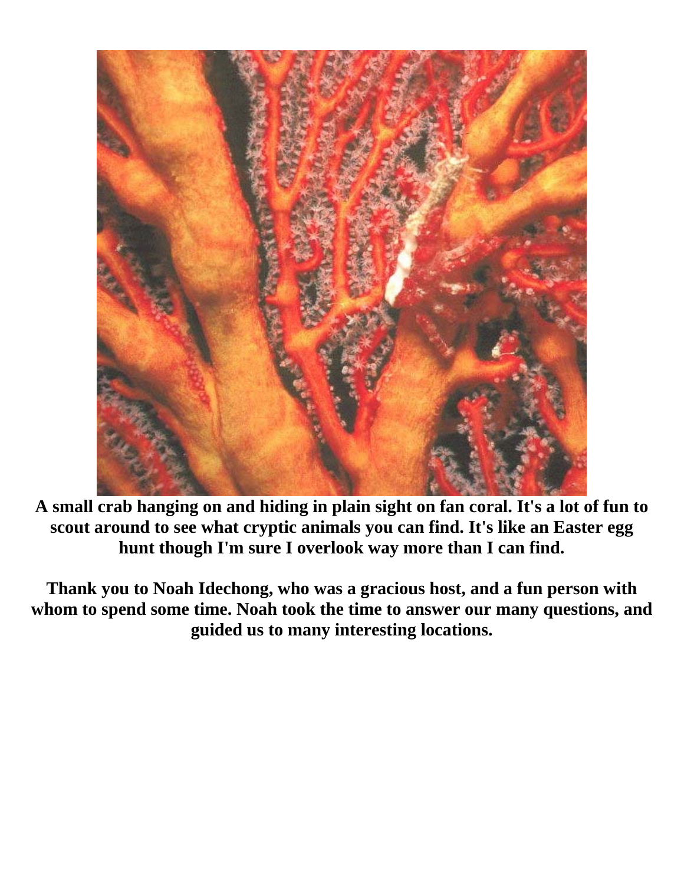**A small crab hanging on and hiding in plain sight on fan coral. It's a lot of fun to scout around to see what cryptic animals you can find. It's like an Easter egg hunt though I'm sure I overlook way more than I can find.**

**Thank you to Noah Idechong, who was a gracious host, and a fun person with whom to spend some time. Noah took the time to answer our many questions, and guided us to many interesting locations.**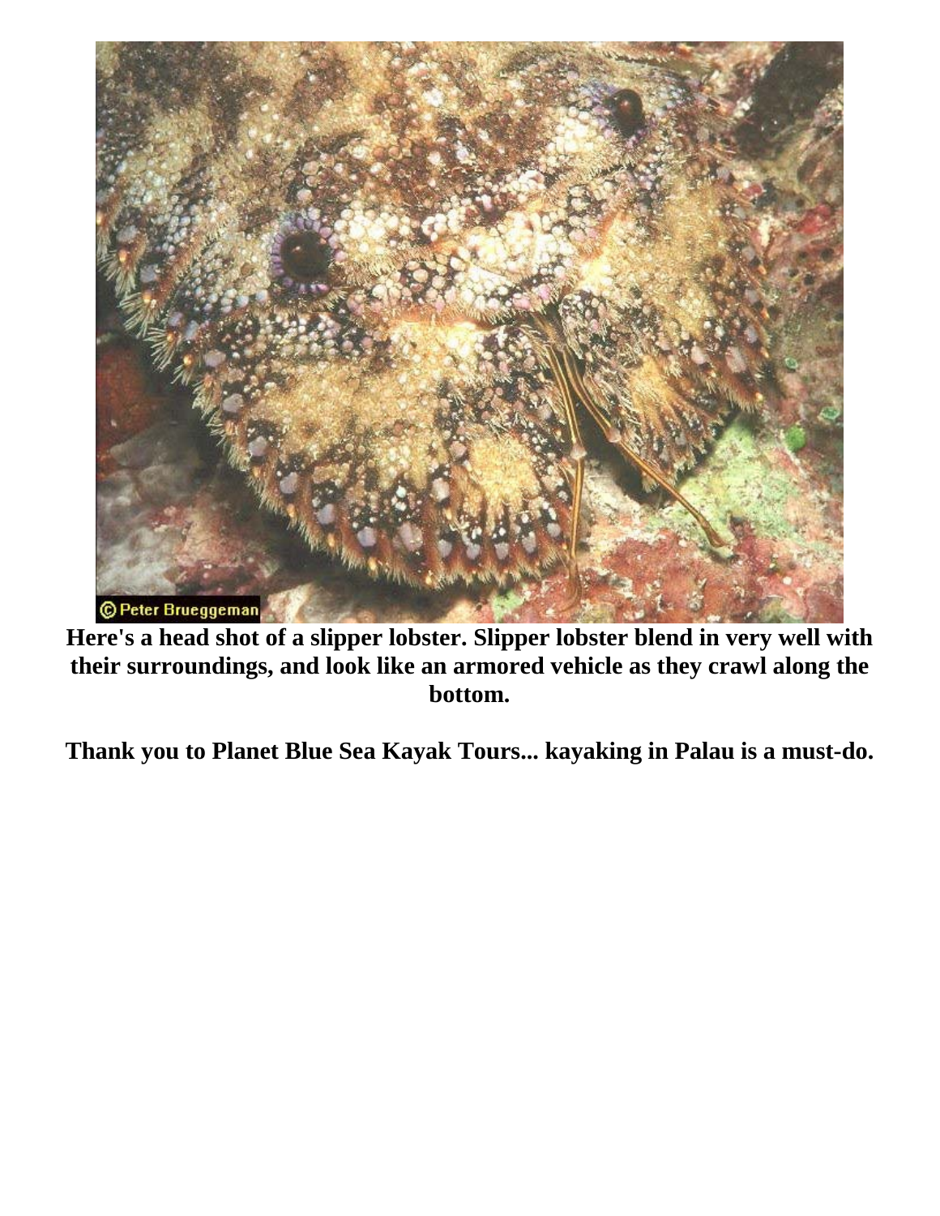**Here's a head shot of a slipper lobster. Slipper lobster blend in very well with their surroundings, and look like an armored vehicle as they crawl along the bottom.**

**Thank you to Planet Blue Sea Kayak Tours... kayaking in Palau is a must-do.**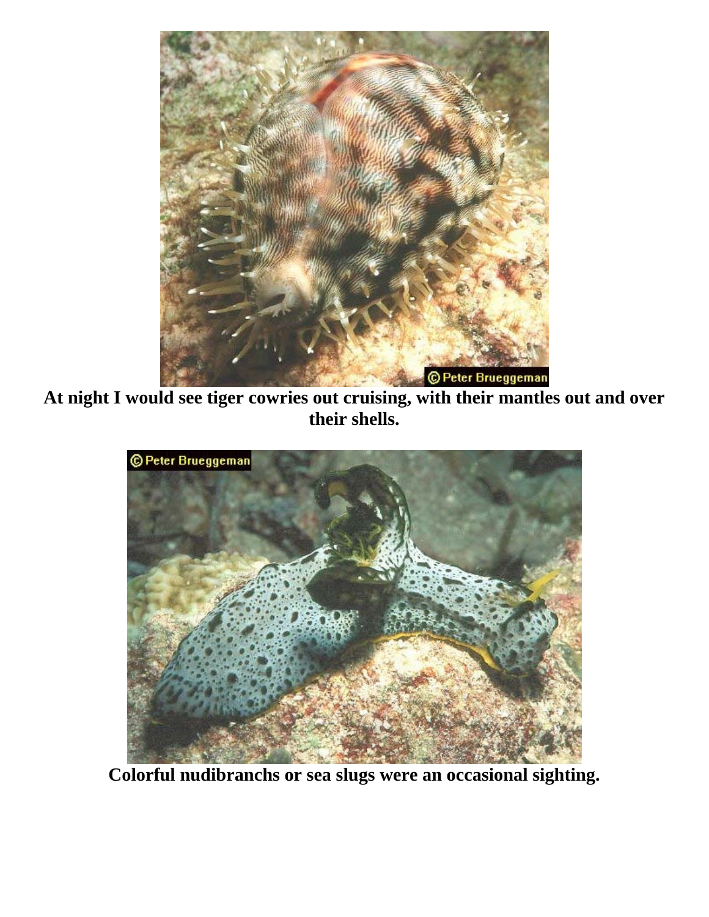**At night I would see tiger cowries out cruising, with their mantles out and over their shells.**

**Colorful nudibranchs or sea slugs were an occasional sighting.**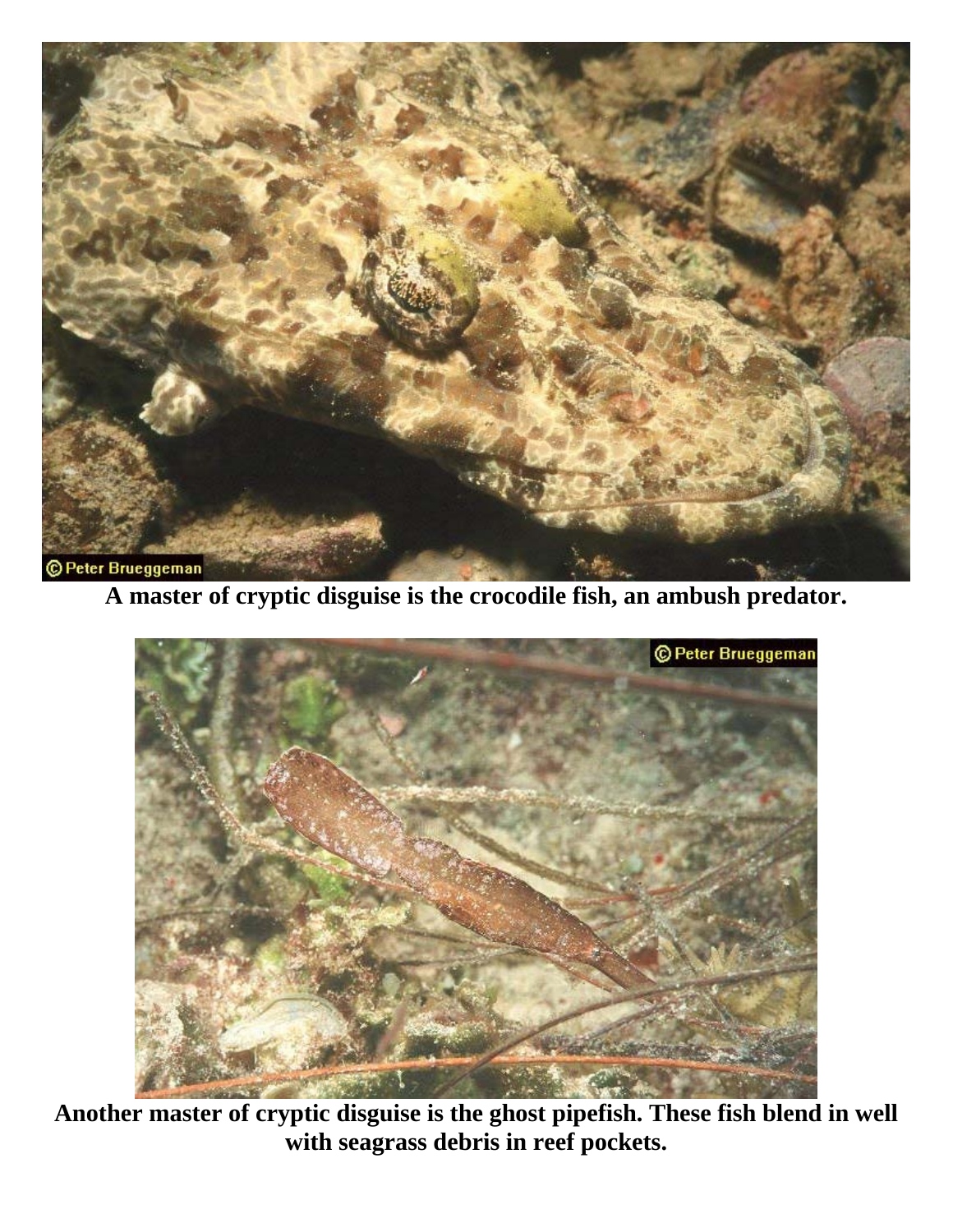**A master of cryptic disguise is the crocodile fish, an ambush predator.**

**Another master of cryptic disguise is the ghost pipefish. These fish blend in well with seagrass debris in reef pockets.**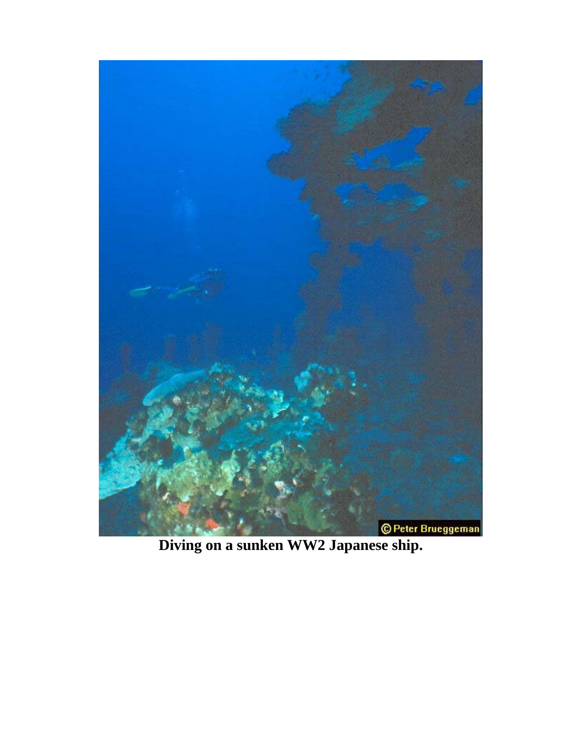**Diving on a sunken WW2 Japanese ship.**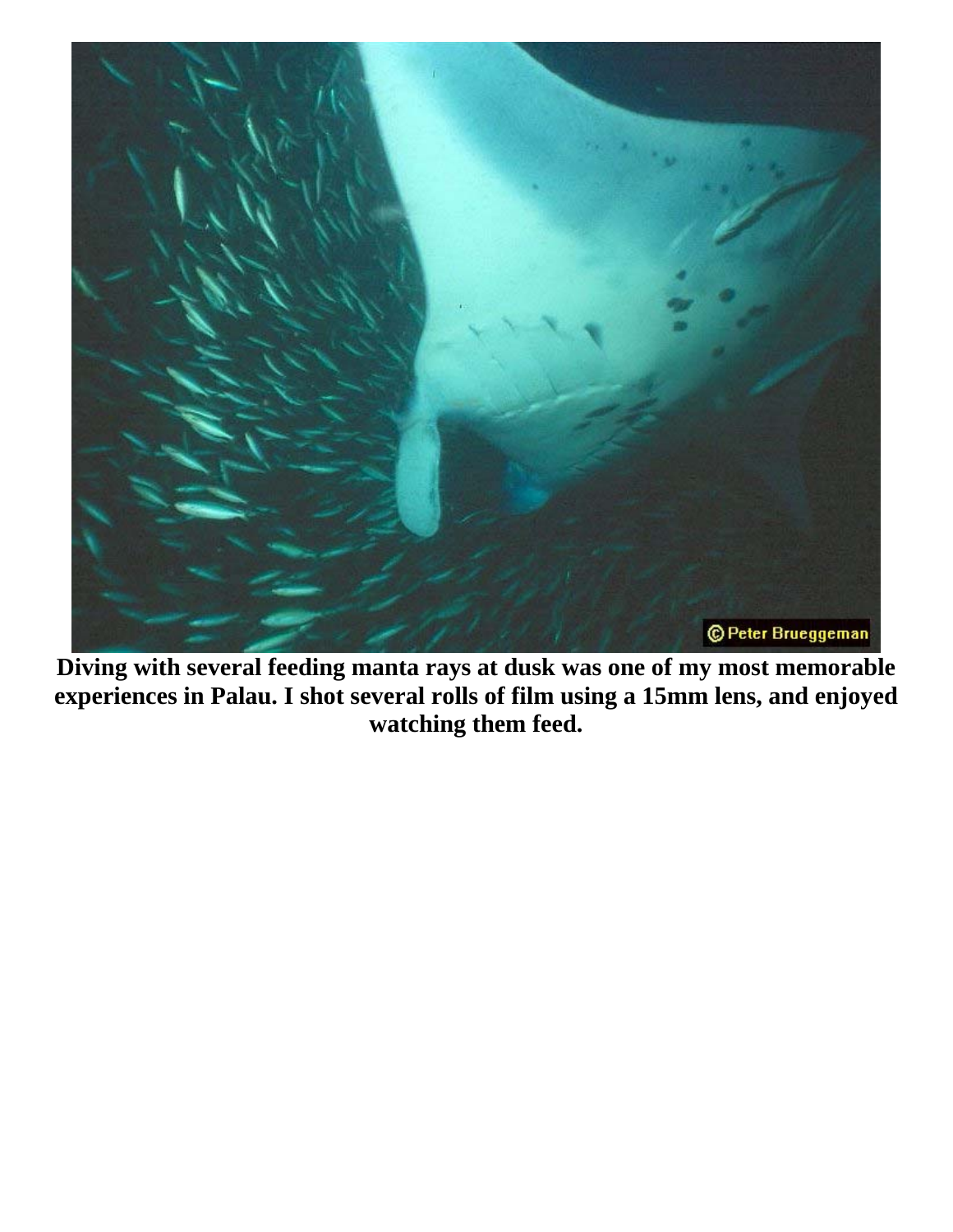**Diving with several feeding manta rays at dusk was one of my most memorable experiences in Palau. I shot several rolls of film using a 15mm lens, and enjoyed watching them feed.**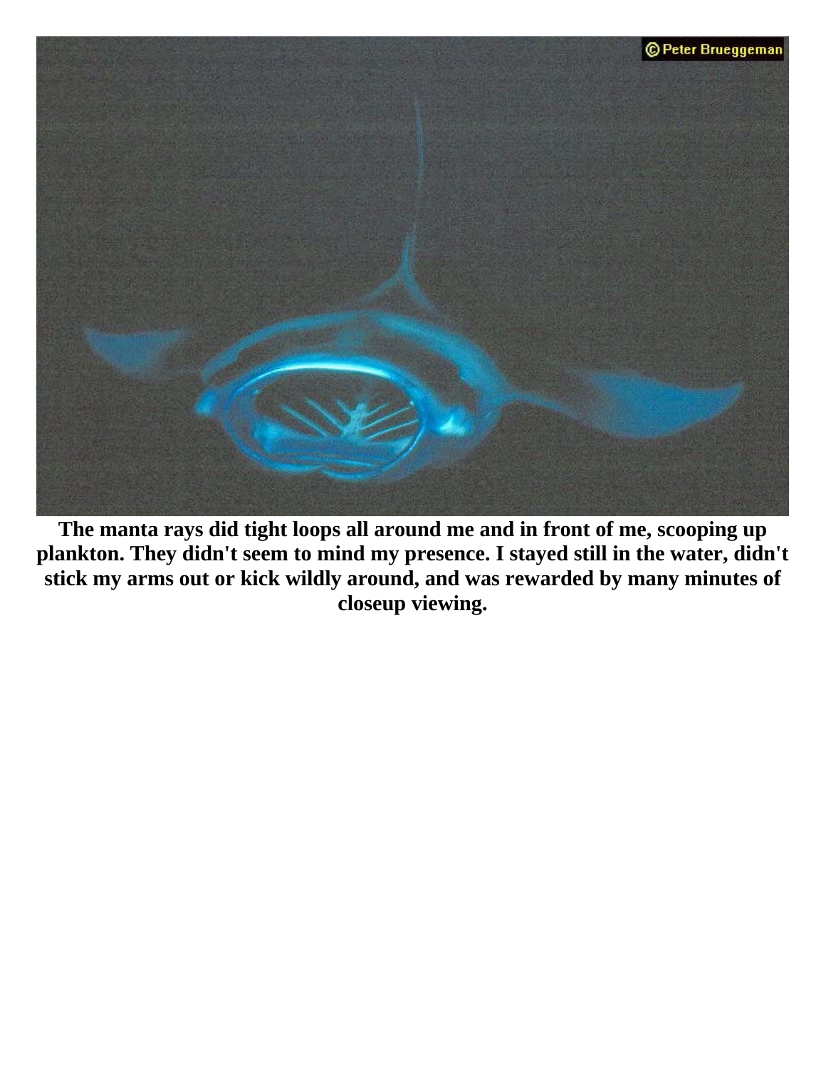**The manta rays did tight loops all around me and in front of me, scooping up plankton. They didn't seem to mind my presence. I stayed still in the water, didn't stick my arms out or kick wildly around, and was rewarded by many minutes of closeup viewing.**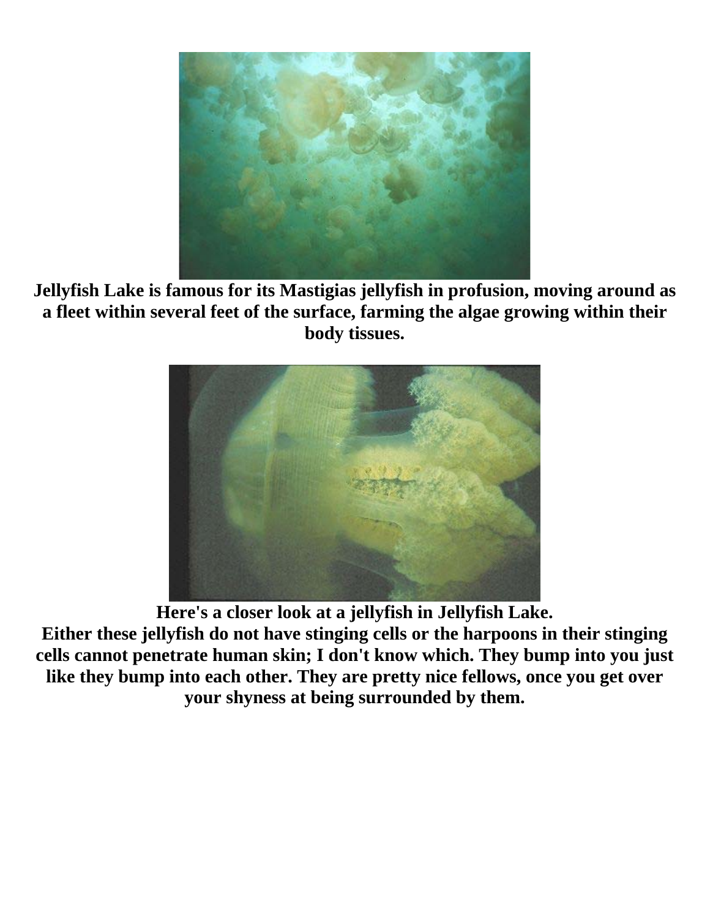**Jellyfish Lake is famous for its Mastigias jellyfish in profusion, moving around as a fleet within several feet of the surface, farming the algae growing within their body tissues.**

**Here's a closer look at a jellyfish in Jellyfish Lake.**

**Either these jellyfish do not have stinging cells or the harpoons in their stinging cells cannot penetrate human skin; I don't know which. They bump into you just like they bump into each other. They are pretty nice fellows, once you get over your shyness at being surrounded by them.**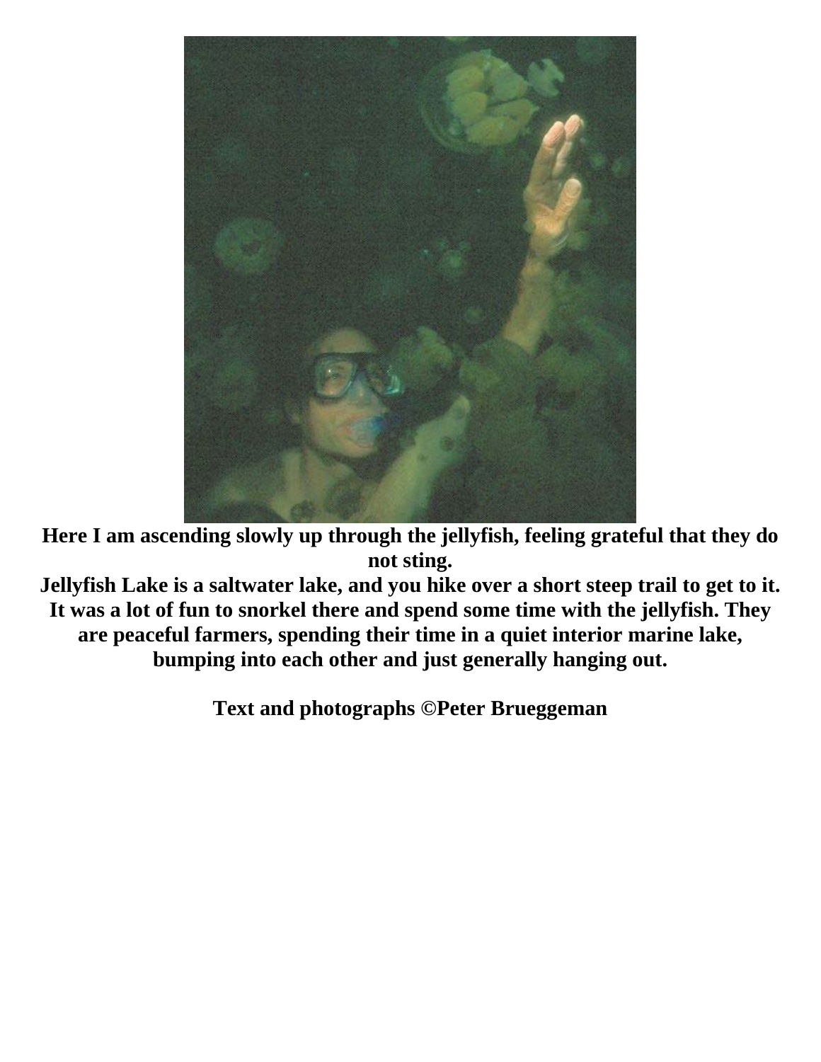**Here I am ascending slowly up through the jellyfish, feeling grateful that they do not sting.**
**Jellyfish Lake is a saltwater lake, and you hike over a short steep trail to get to it. It was a lot of fun to snorkel there and spend some time with the jellyfish. They are peaceful farmers, spending their time in a quiet interior marine lake, bumping into each other and just generally hanging out.**

**Text and photographs ©Peter Brueggeman**